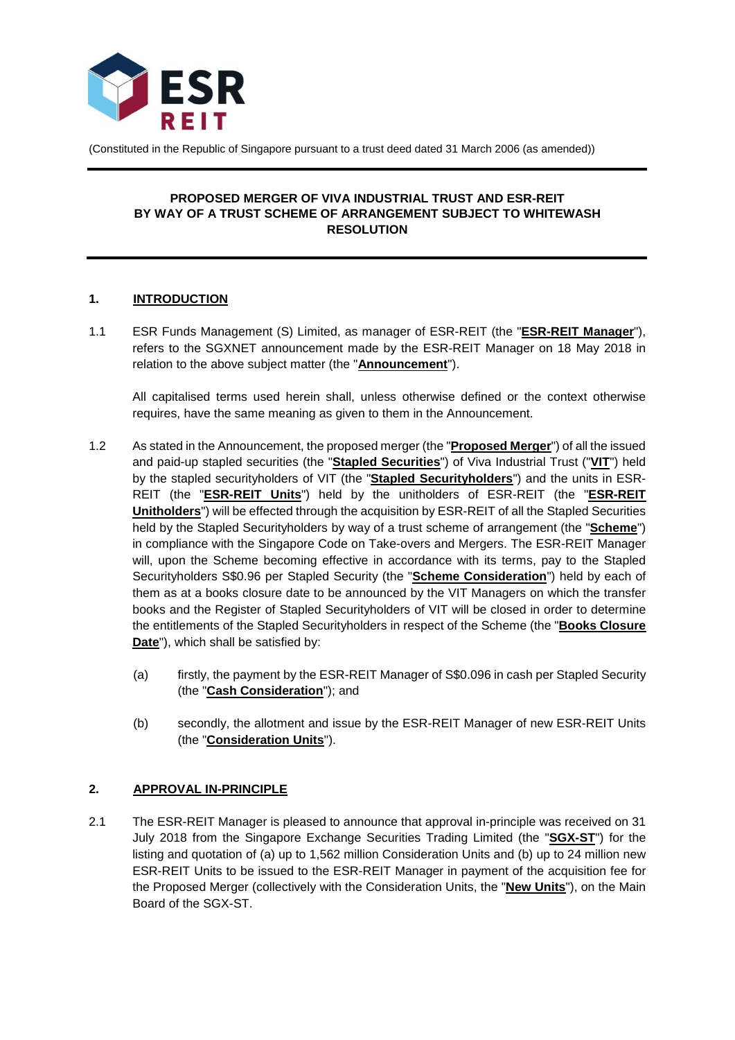ESR REIT

(Constituted in the Republic of Singapore pursuant to a trust deed dated 31 March 2006 (as amended))

**PROPOSED MERGER OF VIVA INDUSTRIAL TRUST AND ESR-REIT BY WAY OF A TRUST SCHEME OF ARRANGEMENT SUBJECT TO WHITEWASH RESOLUTION**

## 1. INTRODUCTION

1.1 ESR Funds Management (S) Limited, as manager of ESR-REIT (the "**ESR-REIT Manager**"), refers to the SGXNET announcement made by the ESR-REIT Manager on 18 May 2018 in relation to the above subject matter (the "**Announcement**").

All capitalised terms used herein shall, unless otherwise defined or the context otherwise requires, have the same meaning as given to them in the Announcement.

1.2 As stated in the Announcement, the proposed merger (the "**Proposed Merger**") of all the issued and paid-up stapled securities (the "**Stapled Securities**") of Viva Industrial Trust ("**VIT**") held by the stapled securityholders of VIT (the "**Stapled Securityholders**") and the units in ESR-REIT (the "**ESR-REIT Units**") held by the unitholders of ESR-REIT (the "**ESR-REIT Unitholders**") will be effected through the acquisition by ESR-REIT of all the Stapled Securities held by the Stapled Securityholders by way of a trust scheme of arrangement (the "**Scheme**") in compliance with the Singapore Code on Take-overs and Mergers. The ESR-REIT Manager will, upon the Scheme becoming effective in accordance with its terms, pay to the Stapled Securityholders S$0.96 per Stapled Security (the "**Scheme Consideration**") held by each of them as at a books closure date to be announced by the VIT Managers on which the transfer books and the Register of Stapled Securityholders of VIT will be closed in order to determine the entitlements of the Stapled Securityholders in respect of the Scheme (the "**Books Closure Date**"), which shall be satisfied by:

(a) firstly, the payment by the ESR-REIT Manager of S$0.096 in cash per Stapled Security (the "**Cash Consideration**"); and

(b) secondly, the allotment and issue by the ESR-REIT Manager of new ESR-REIT Units (the "**Consideration Units**").

## 2. APPROVAL IN-PRINCIPLE

2.1 The ESR-REIT Manager is pleased to announce that approval in-principle was received on 31 July 2018 from the Singapore Exchange Securities Trading Limited (the "**SGX-ST**") for the listing and quotation of (a) up to 1,562 million Consideration Units and (b) up to 24 million new ESR-REIT Units to be issued to the ESR-REIT Manager in payment of the acquisition fee for the Proposed Merger (collectively with the Consideration Units, the "**New Units**"), on the Main Board of the SGX-ST.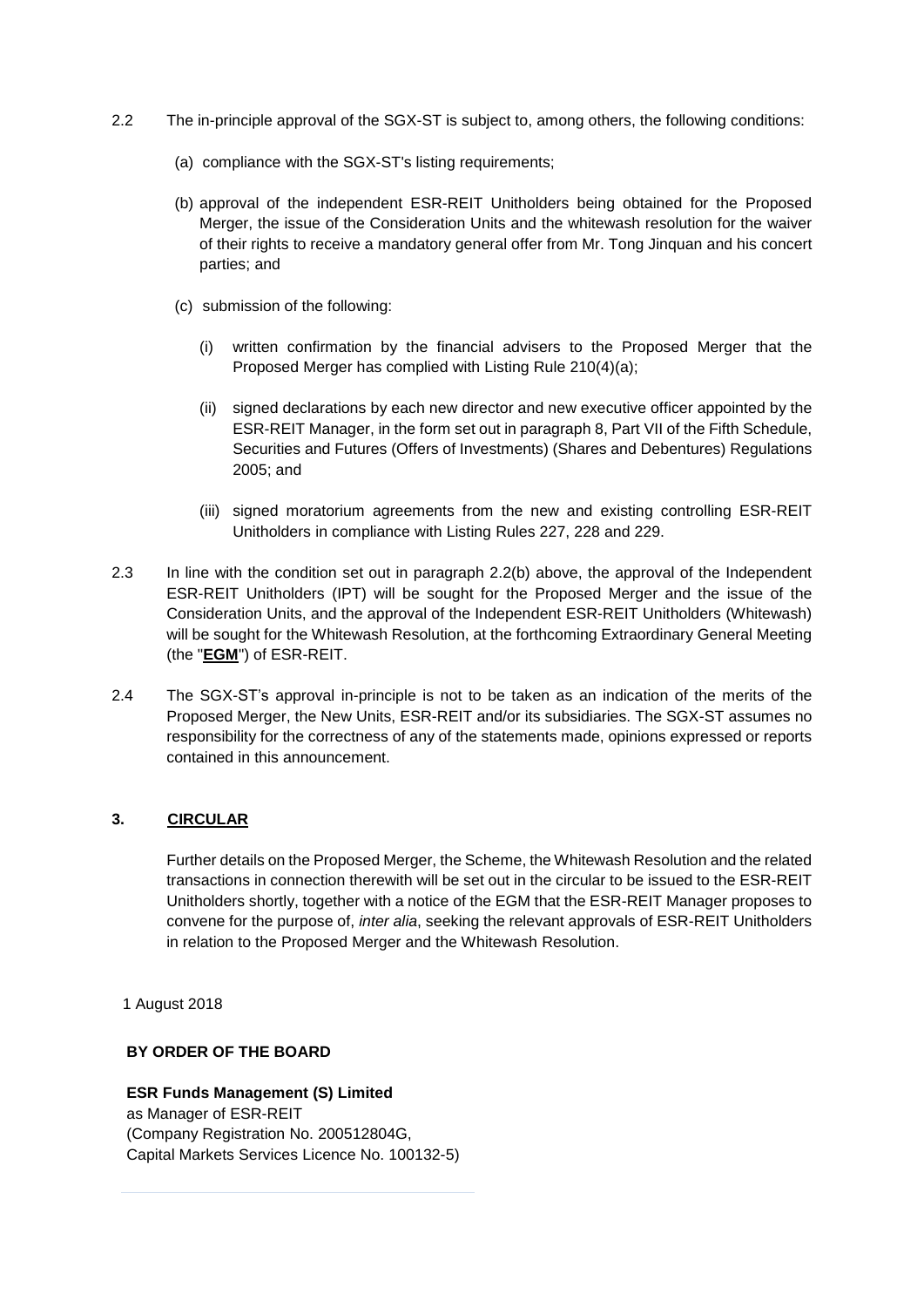2.2 The in-principle approval of the SGX-ST is subject to, among others, the following conditions:

(a) compliance with the SGX-ST's listing requirements;

(b) approval of the independent ESR-REIT Unitholders being obtained for the Proposed Merger, the issue of the Consideration Units and the whitewash resolution for the waiver of their rights to receive a mandatory general offer from Mr. Tong Jinquan and his concert parties; and

(c) submission of the following:

(i) written confirmation by the financial advisers to the Proposed Merger that the Proposed Merger has complied with Listing Rule 210(4)(a);

(ii) signed declarations by each new director and new executive officer appointed by the ESR-REIT Manager, in the form set out in paragraph 8, Part VII of the Fifth Schedule, Securities and Futures (Offers of Investments) (Shares and Debentures) Regulations 2005; and

(iii) signed moratorium agreements from the new and existing controlling ESR-REIT Unitholders in compliance with Listing Rules 227, 228 and 229.

2.3 In line with the condition set out in paragraph 2.2(b) above, the approval of the Independent ESR-REIT Unitholders (IPT) will be sought for the Proposed Merger and the issue of the Consideration Units, and the approval of the Independent ESR-REIT Unitholders (Whitewash) will be sought for the Whitewash Resolution, at the forthcoming Extraordinary General Meeting (the "**EGM**") of ESR-REIT.

2.4 The SGX-ST's approval in-principle is not to be taken as an indication of the merits of the Proposed Merger, the New Units, ESR-REIT and/or its subsidiaries. The SGX-ST assumes no responsibility for the correctness of any of the statements made, opinions expressed or reports contained in this announcement.

## 3. CIRCULAR

Further details on the Proposed Merger, the Scheme, the Whitewash Resolution and the related transactions in connection therewith will be set out in the circular to be issued to the ESR-REIT Unitholders shortly, together with a notice of the EGM that the ESR-REIT Manager proposes to convene for the purpose of, *inter alia*, seeking the relevant approvals of ESR-REIT Unitholders in relation to the Proposed Merger and the Whitewash Resolution.

1 August 2018

**BY ORDER OF THE BOARD**

**ESR Funds Management (S) Limited**
as Manager of ESR-REIT
(Company Registration No. 200512804G,
Capital Markets Services Licence No. 100132-5)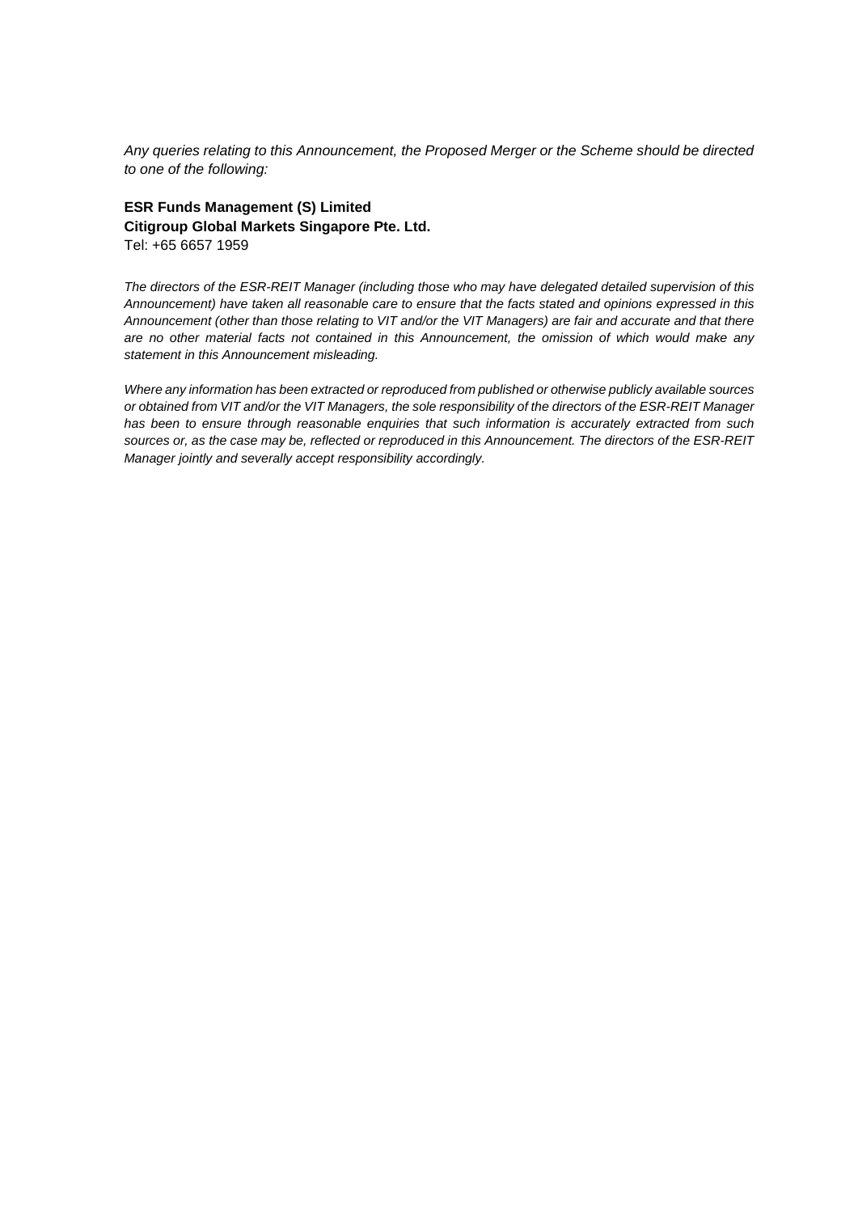*Any queries relating to this Announcement, the Proposed Merger or the Scheme should be directed to one of the following:*

**ESR Funds Management (S) Limited**
**Citigroup Global Markets Singapore Pte. Ltd.**
Tel: +65 6657 1959

*The directors of the ESR-REIT Manager (including those who may have delegated detailed supervision of this Announcement) have taken all reasonable care to ensure that the facts stated and opinions expressed in this Announcement (other than those relating to VIT and/or the VIT Managers) are fair and accurate and that there are no other material facts not contained in this Announcement, the omission of which would make any statement in this Announcement misleading.*

*Where any information has been extracted or reproduced from published or otherwise publicly available sources or obtained from VIT and/or the VIT Managers, the sole responsibility of the directors of the ESR-REIT Manager has been to ensure through reasonable enquiries that such information is accurately extracted from such sources or, as the case may be, reflected or reproduced in this Announcement. The directors of the ESR-REIT Manager jointly and severally accept responsibility accordingly.*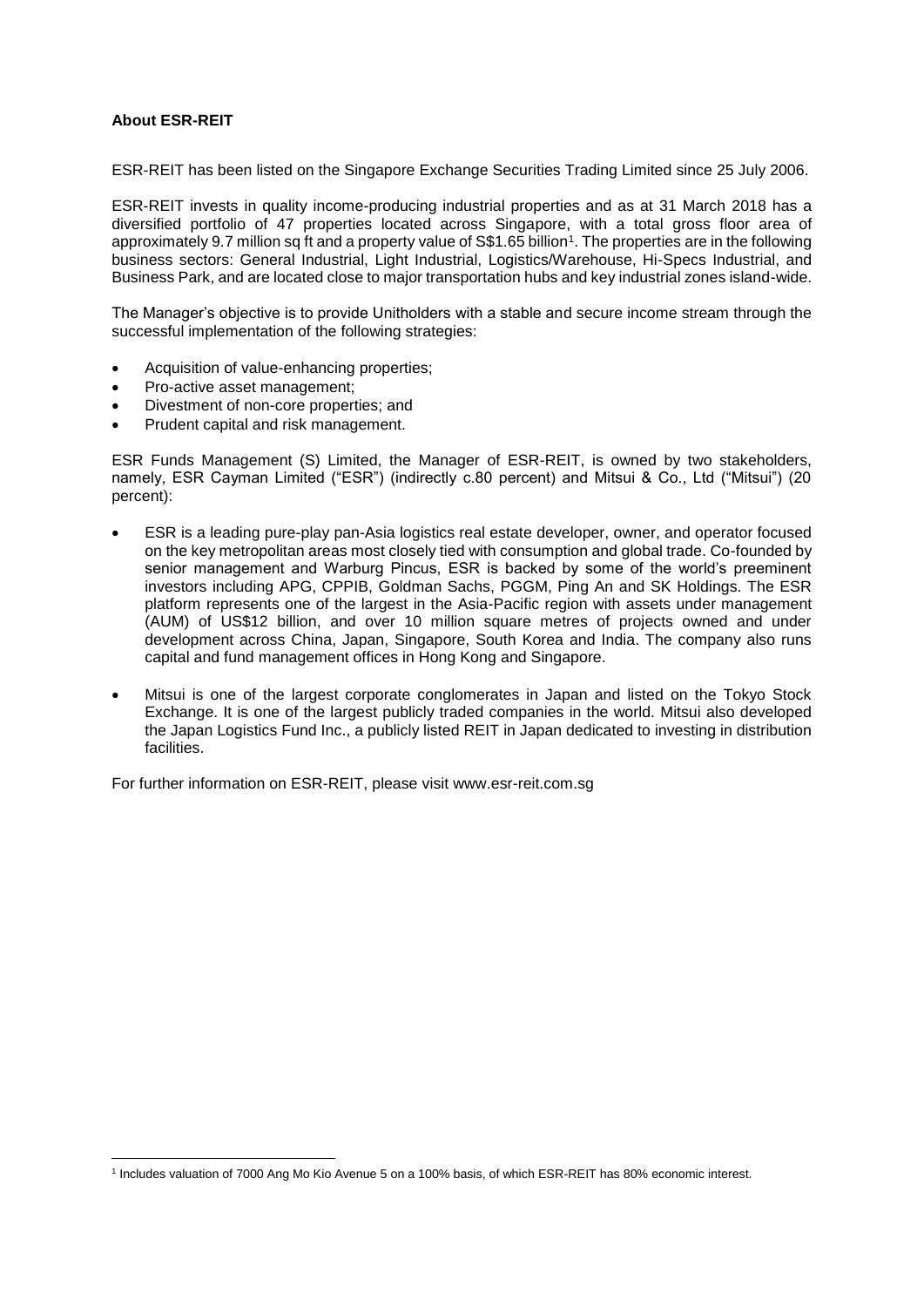**About ESR-REIT**

ESR-REIT has been listed on the Singapore Exchange Securities Trading Limited since 25 July 2006.

ESR-REIT invests in quality income-producing industrial properties and as at 31 March 2018 has a diversified portfolio of 47 properties located across Singapore, with a total gross floor area of approximately 9.7 million sq ft and a property value of S$1.65 billion[1]. The properties are in the following business sectors: General Industrial, Light Industrial, Logistics/Warehouse, Hi-Specs Industrial, and Business Park, and are located close to major transportation hubs and key industrial zones island-wide.

The Manager's objective is to provide Unitholders with a stable and secure income stream through the successful implementation of the following strategies:

- Acquisition of value-enhancing properties;
- Pro-active asset management;
- Divestment of non-core properties; and
- Prudent capital and risk management.

ESR Funds Management (S) Limited, the Manager of ESR-REIT, is owned by two stakeholders, namely, ESR Cayman Limited ("ESR") (indirectly c.80 percent) and Mitsui & Co., Ltd ("Mitsui") (20 percent):

- ESR is a leading pure-play pan-Asia logistics real estate developer, owner, and operator focused on the key metropolitan areas most closely tied with consumption and global trade. Co-founded by senior management and Warburg Pincus, ESR is backed by some of the world's preeminent investors including APG, CPPIB, Goldman Sachs, PGGM, Ping An and SK Holdings. The ESR platform represents one of the largest in the Asia-Pacific region with assets under management (AUM) of US$12 billion, and over 10 million square metres of projects owned and under development across China, Japan, Singapore, South Korea and India. The company also runs capital and fund management offices in Hong Kong and Singapore.
- Mitsui is one of the largest corporate conglomerates in Japan and listed on the Tokyo Stock Exchange. It is one of the largest publicly traded companies in the world. Mitsui also developed the Japan Logistics Fund Inc., a publicly listed REIT in Japan dedicated to investing in distribution facilities.

For further information on ESR-REIT, please visit www.esr-reit.com.sg

---

[1] Includes valuation of 7000 Ang Mo Kio Avenue 5 on a 100% basis, of which ESR-REIT has 80% economic interest.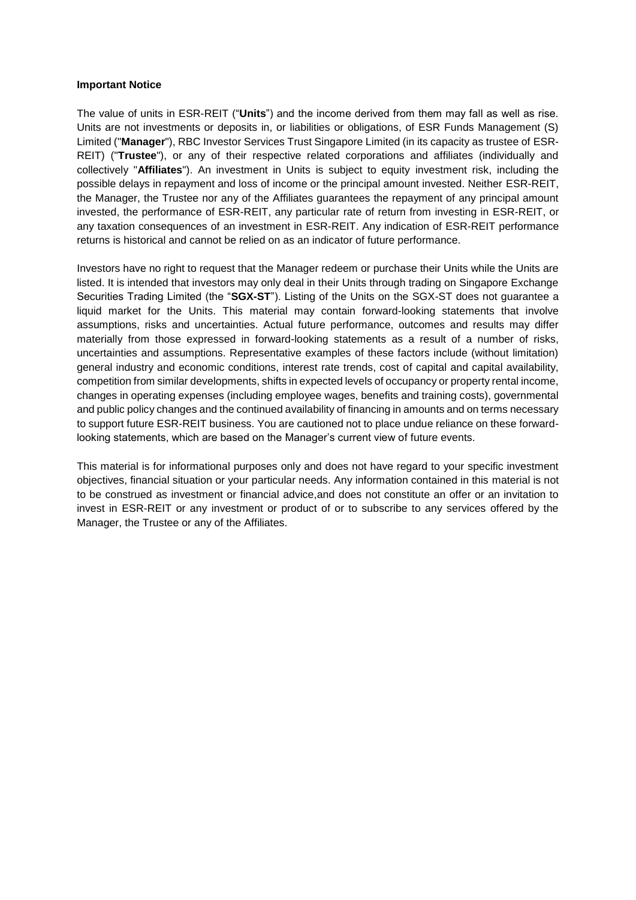**Important Notice**

The value of units in ESR-REIT ("**Units**") and the income derived from them may fall as well as rise. Units are not investments or deposits in, or liabilities or obligations, of ESR Funds Management (S) Limited ("**Manager**"), RBC Investor Services Trust Singapore Limited (in its capacity as trustee of ESR-REIT) ("**Trustee**"), or any of their respective related corporations and affiliates (individually and collectively "**Affiliates**"). An investment in Units is subject to equity investment risk, including the possible delays in repayment and loss of income or the principal amount invested. Neither ESR-REIT, the Manager, the Trustee nor any of the Affiliates guarantees the repayment of any principal amount invested, the performance of ESR-REIT, any particular rate of return from investing in ESR-REIT, or any taxation consequences of an investment in ESR-REIT. Any indication of ESR-REIT performance returns is historical and cannot be relied on as an indicator of future performance.

Investors have no right to request that the Manager redeem or purchase their Units while the Units are listed. It is intended that investors may only deal in their Units through trading on Singapore Exchange Securities Trading Limited (the "**SGX-ST**"). Listing of the Units on the SGX-ST does not guarantee a liquid market for the Units. This material may contain forward-looking statements that involve assumptions, risks and uncertainties. Actual future performance, outcomes and results may differ materially from those expressed in forward-looking statements as a result of a number of risks, uncertainties and assumptions. Representative examples of these factors include (without limitation) general industry and economic conditions, interest rate trends, cost of capital and capital availability, competition from similar developments, shifts in expected levels of occupancy or property rental income, changes in operating expenses (including employee wages, benefits and training costs), governmental and public policy changes and the continued availability of financing in amounts and on terms necessary to support future ESR-REIT business. You are cautioned not to place undue reliance on these forward-looking statements, which are based on the Manager's current view of future events.

This material is for informational purposes only and does not have regard to your specific investment objectives, financial situation or your particular needs. Any information contained in this material is not to be construed as investment or financial advice,and does not constitute an offer or an invitation to invest in ESR-REIT or any investment or product of or to subscribe to any services offered by the Manager, the Trustee or any of the Affiliates.